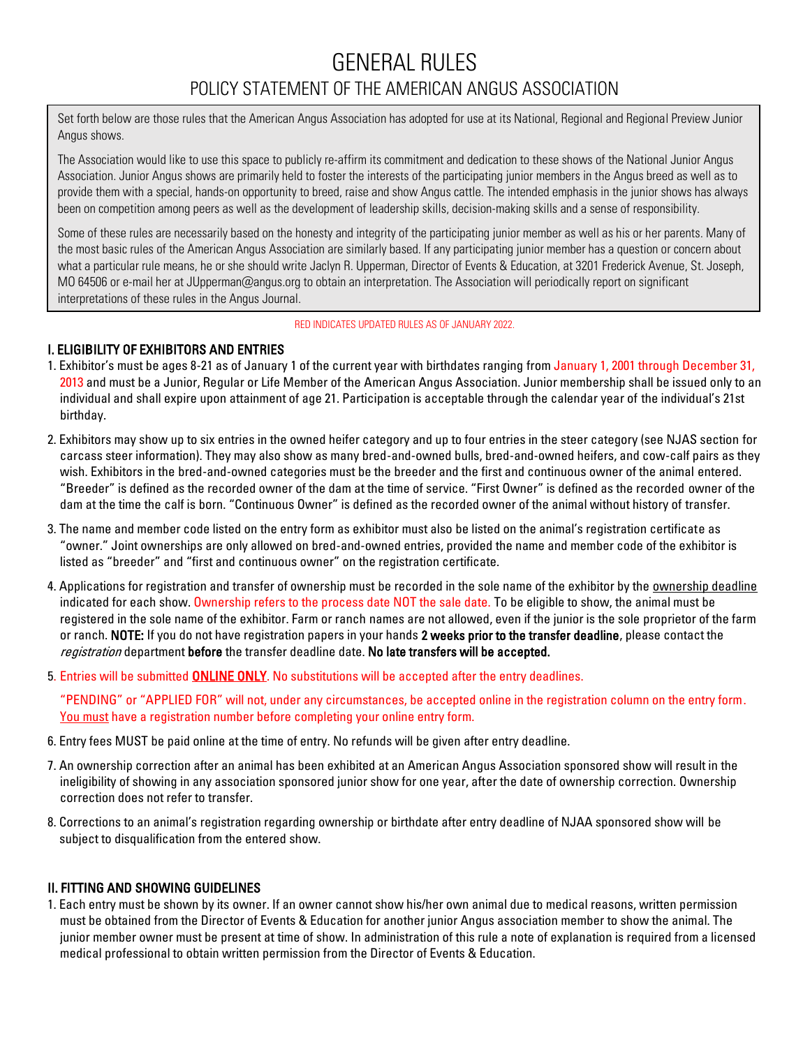# GENERAL RULES

## POLICY STATEMENT OF THE AMERICAN ANGUS ASSOCIATION

Set forth below are those rules that the American Angus Association has adopted for use at its National, Regional and Regional Preview Junior Angus shows.

The Association would like to use this space to publicly re-affirm its commitment and dedication to these shows of the National Junior Angus Association. Junior Angus shows are primarily held to foster the interests of the participating junior members in the Angus breed as well as to provide them with a special, hands-on opportunity to breed, raise and show Angus cattle. The intended emphasis in the junior shows has always been on competition among peers as well as the development of leadership skills, decision-making skills and a sense of responsibility.

Some of these rules are necessarily based on the honesty and integrity of the participating junior member as well as his or her parents. Many of the most basic rules of the American Angus Association are similarly based. If any participating junior member has a question or concern about what a particular rule means, he or she should write Jaclyn R. Upperman, Director of Events & Education, at 3201 Frederick Avenue, St. Joseph, MO 64506 or e-mail her at JUpperman@angus.org to obtain an interpretation. The Association will periodically report on significant interpretations of these rules in the Angus Journal.

RED INDICATES UPDATED RULES AS OF JANUARY 2022.

### I. ELIGIBILITY OF EXHIBITORS AND ENTRIES

1. Exhibitor's must be ages 8-21 as of January 1 of the current year with birthdates ranging from January 1, 2001 through December 31, 2013 and must be a Junior, Regular or Life Member of the American Angus Association. Junior membership shall be issued only to an individual and shall expire upon attainment of age 21. Participation is acceptable through the calendar year of the individual's 21st birthday.
2. Exhibitors may show up to six entries in the owned heifer category and up to four entries in the steer category (see NJAS section for carcass steer information). They may also show as many bred-and-owned bulls, bred-and-owned heifers, and cow-calf pairs as they wish. Exhibitors in the bred-and-owned categories must be the breeder and the first and continuous owner of the animal entered. "Breeder" is defined as the recorded owner of the dam at the time of service. "First Owner" is defined as the recorded owner of the dam at the time the calf is born. "Continuous Owner" is defined as the recorded owner of the animal without history of transfer.
3. The name and member code listed on the entry form as exhibitor must also be listed on the animal's registration certificate as "owner." Joint ownerships are only allowed on bred-and-owned entries, provided the name and member code of the exhibitor is listed as "breeder" and "first and continuous owner" on the registration certificate.
4. Applications for registration and transfer of ownership must be recorded in the sole name of the exhibitor by the ownership deadline indicated for each show. Ownership refers to the process date NOT the sale date. To be eligible to show, the animal must be registered in the sole name of the exhibitor. Farm or ranch names are not allowed, even if the junior is the sole proprietor of the farm or ranch. **NOTE:** If you do not have registration papers in your hands **2 weeks prior to the transfer deadline**, please contact the *registration* department **before** the transfer deadline date. **No late transfers will be accepted.**
5. Entries will be submitted **ONLINE ONLY**. No substitutions will be accepted after the entry deadlines.

   "PENDING" or "APPLIED FOR" will not, under any circumstances, be accepted online in the registration column on the entry form. You must have a registration number before completing your online entry form.
6. Entry fees MUST be paid online at the time of entry. No refunds will be given after entry deadline.
7. An ownership correction after an animal has been exhibited at an American Angus Association sponsored show will result in the ineligibility of showing in any association sponsored junior show for one year, after the date of ownership correction. Ownership correction does not refer to transfer.
8. Corrections to an animal's registration regarding ownership or birthdate after entry deadline of NJAA sponsored show will be subject to disqualification from the entered show.

### II. FITTING AND SHOWING GUIDELINES

1. Each entry must be shown by its owner. If an owner cannot show his/her own animal due to medical reasons, written permission must be obtained from the Director of Events & Education for another junior Angus association member to show the animal. The junior member owner must be present at time of show. In administration of this rule a note of explanation is required from a licensed medical professional to obtain written permission from the Director of Events & Education.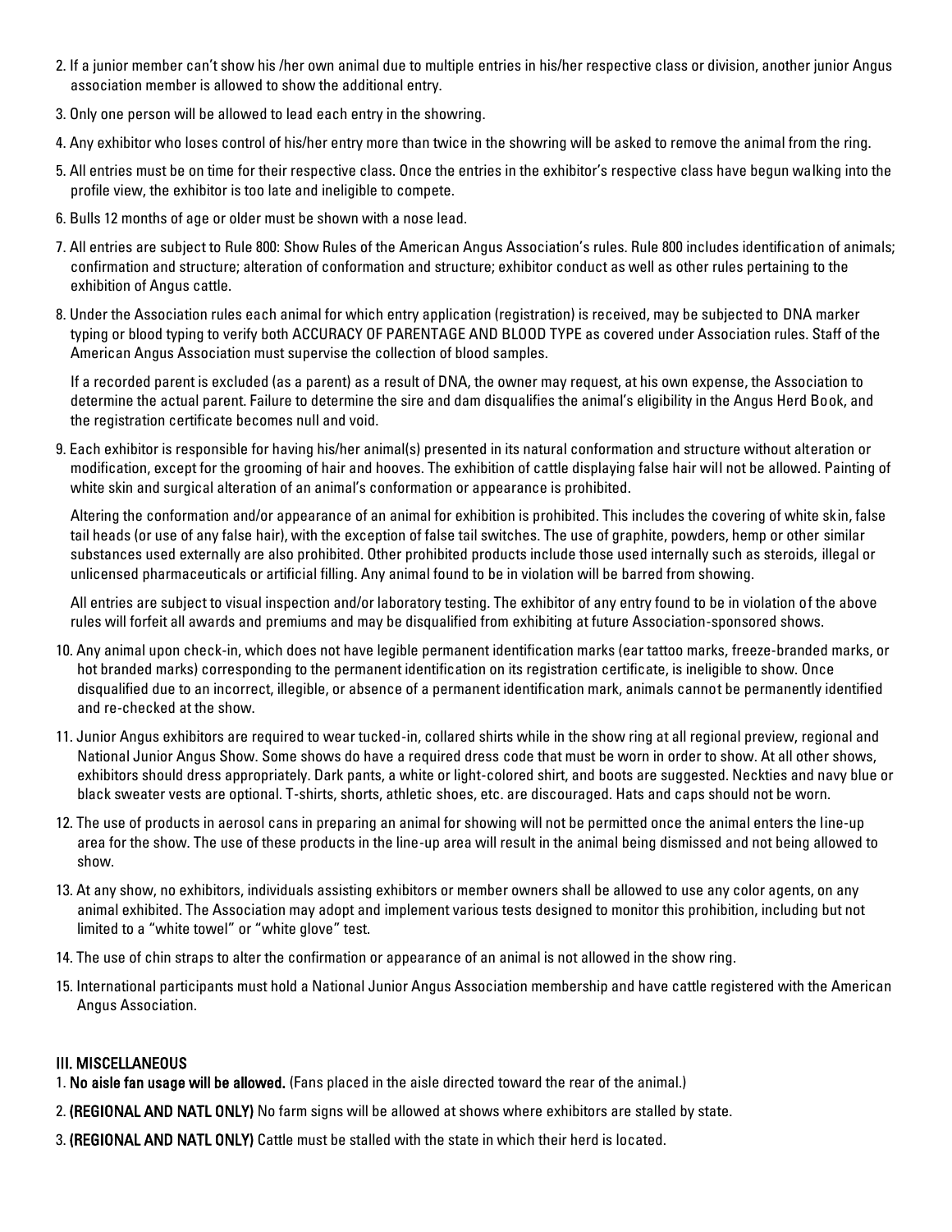2. If a junior member can't show his /her own animal due to multiple entries in his/her respective class or division, another junior Angus association member is allowed to show the additional entry.

3. Only one person will be allowed to lead each entry in the showring.

4. Any exhibitor who loses control of his/her entry more than twice in the showring will be asked to remove the animal from the ring.

5. All entries must be on time for their respective class. Once the entries in the exhibitor's respective class have begun walking into the profile view, the exhibitor is too late and ineligible to compete.

6. Bulls 12 months of age or older must be shown with a nose lead.

7. All entries are subject to Rule 800: Show Rules of the American Angus Association's rules. Rule 800 includes identification of animals; confirmation and structure; alteration of conformation and structure; exhibitor conduct as well as other rules pertaining to the exhibition of Angus cattle.

8. Under the Association rules each animal for which entry application (registration) is received, may be subjected to DNA marker typing or blood typing to verify both ACCURACY OF PARENTAGE AND BLOOD TYPE as covered under Association rules. Staff of the American Angus Association must supervise the collection of blood samples.

   If a recorded parent is excluded (as a parent) as a result of DNA, the owner may request, at his own expense, the Association to determine the actual parent. Failure to determine the sire and dam disqualifies the animal's eligibility in the Angus Herd Book, and the registration certificate becomes null and void.

9. Each exhibitor is responsible for having his/her animal(s) presented in its natural conformation and structure without alteration or modification, except for the grooming of hair and hooves. The exhibition of cattle displaying false hair will not be allowed. Painting of white skin and surgical alteration of an animal's conformation or appearance is prohibited.

   Altering the conformation and/or appearance of an animal for exhibition is prohibited. This includes the covering of white skin, false tail heads (or use of any false hair), with the exception of false tail switches. The use of graphite, powders, hemp or other similar substances used externally are also prohibited. Other prohibited products include those used internally such as steroids, illegal or unlicensed pharmaceuticals or artificial filling. Any animal found to be in violation will be barred from showing.

   All entries are subject to visual inspection and/or laboratory testing. The exhibitor of any entry found to be in violation of the above rules will forfeit all awards and premiums and may be disqualified from exhibiting at future Association-sponsored shows.

10. Any animal upon check-in, which does not have legible permanent identification marks (ear tattoo marks, freeze-branded marks, or hot branded marks) corresponding to the permanent identification on its registration certificate, is ineligible to show. Once disqualified due to an incorrect, illegible, or absence of a permanent identification mark, animals cannot be permanently identified and re-checked at the show.

11. Junior Angus exhibitors are required to wear tucked-in, collared shirts while in the show ring at all regional preview, regional and National Junior Angus Show. Some shows do have a required dress code that must be worn in order to show. At all other shows, exhibitors should dress appropriately. Dark pants, a white or light-colored shirt, and boots are suggested. Neckties and navy blue or black sweater vests are optional. T-shirts, shorts, athletic shoes, etc. are discouraged. Hats and caps should not be worn.

12. The use of products in aerosol cans in preparing an animal for showing will not be permitted once the animal enters the line-up area for the show. The use of these products in the line-up area will result in the animal being dismissed and not being allowed to show.

13. At any show, no exhibitors, individuals assisting exhibitors or member owners shall be allowed to use any color agents, on any animal exhibited. The Association may adopt and implement various tests designed to monitor this prohibition, including but not limited to a "white towel" or "white glove" test.

14. The use of chin straps to alter the confirmation or appearance of an animal is not allowed in the show ring.

15. International participants must hold a National Junior Angus Association membership and have cattle registered with the American Angus Association.

### III. MISCELLANEOUS

1. **No aisle fan usage will be allowed.** (Fans placed in the aisle directed toward the rear of the animal.)
2. **(REGIONAL AND NATL ONLY)** No farm signs will be allowed at shows where exhibitors are stalled by state.
3. **(REGIONAL AND NATL ONLY)** Cattle must be stalled with the state in which their herd is located.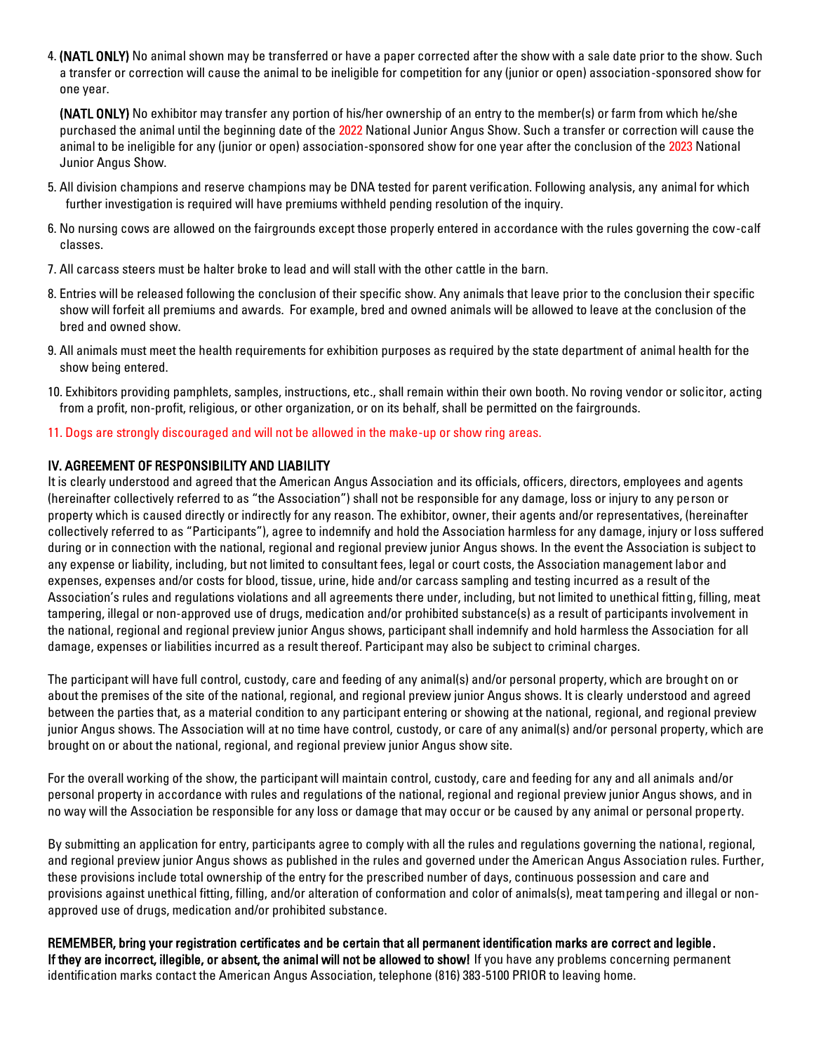4. **(NATL ONLY)** No animal shown may be transferred or have a paper corrected after the show with a sale date prior to the show. Such a transfer or correction will cause the animal to be ineligible for competition for any (junior or open) association-sponsored show for one year.

   **(NATL ONLY)** No exhibitor may transfer any portion of his/her ownership of an entry to the member(s) or farm from which he/she purchased the animal until the beginning date of the 2022 National Junior Angus Show. Such a transfer or correction will cause the animal to be ineligible for any (junior or open) association-sponsored show for one year after the conclusion of the 2023 National Junior Angus Show.

5. All division champions and reserve champions may be DNA tested for parent verification. Following analysis, any animal for which further investigation is required will have premiums withheld pending resolution of the inquiry.

6. No nursing cows are allowed on the fairgrounds except those properly entered in accordance with the rules governing the cow-calf classes.

7. All carcass steers must be halter broke to lead and will stall with the other cattle in the barn.

8. Entries will be released following the conclusion of their specific show. Any animals that leave prior to the conclusion their specific show will forfeit all premiums and awards. For example, bred and owned animals will be allowed to leave at the conclusion of the bred and owned show.

9. All animals must meet the health requirements for exhibition purposes as required by the state department of animal health for the show being entered.

10. Exhibitors providing pamphlets, samples, instructions, etc., shall remain within their own booth. No roving vendor or solicitor, acting from a profit, non-profit, religious, or other organization, or on its behalf, shall be permitted on the fairgrounds.

11. Dogs are strongly discouraged and will not be allowed in the make-up or show ring areas.

## IV. AGREEMENT OF RESPONSIBILITY AND LIABILITY

It is clearly understood and agreed that the American Angus Association and its officials, officers, directors, employees and agents (hereinafter collectively referred to as "the Association") shall not be responsible for any damage, loss or injury to any person or property which is caused directly or indirectly for any reason. The exhibitor, owner, their agents and/or representatives, (hereinafter collectively referred to as "Participants"), agree to indemnify and hold the Association harmless for any damage, injury or loss suffered during or in connection with the national, regional and regional preview junior Angus shows. In the event the Association is subject to any expense or liability, including, but not limited to consultant fees, legal or court costs, the Association management labor and expenses, expenses and/or costs for blood, tissue, urine, hide and/or carcass sampling and testing incurred as a result of the Association's rules and regulations violations and all agreements there under, including, but not limited to unethical fitting, filling, meat tampering, illegal or non-approved use of drugs, medication and/or prohibited substance(s) as a result of participants involvement in the national, regional and regional preview junior Angus shows, participant shall indemnify and hold harmless the Association for all damage, expenses or liabilities incurred as a result thereof. Participant may also be subject to criminal charges.

The participant will have full control, custody, care and feeding of any animal(s) and/or personal property, which are brought on or about the premises of the site of the national, regional, and regional preview junior Angus shows. It is clearly understood and agreed between the parties that, as a material condition to any participant entering or showing at the national, regional, and regional preview junior Angus shows. The Association will at no time have control, custody, or care of any animal(s) and/or personal property, which are brought on or about the national, regional, and regional preview junior Angus show site.

For the overall working of the show, the participant will maintain control, custody, care and feeding for any and all animals and/or personal property in accordance with rules and regulations of the national, regional and regional preview junior Angus shows, and in no way will the Association be responsible for any loss or damage that may occur or be caused by any animal or personal property.

By submitting an application for entry, participants agree to comply with all the rules and regulations governing the national, regional, and regional preview junior Angus shows as published in the rules and governed under the American Angus Association rules. Further, these provisions include total ownership of the entry for the prescribed number of days, continuous possession and care and provisions against unethical fitting, filling, and/or alteration of conformation and color of animals(s), meat tampering and illegal or non-approved use of drugs, medication and/or prohibited substance.

**REMEMBER, bring your registration certificates and be certain that all permanent identification marks are correct and legible. If they are incorrect, illegible, or absent, the animal will not be allowed to show!** If you have any problems concerning permanent identification marks contact the American Angus Association, telephone (816) 383-5100 PRIOR to leaving home.